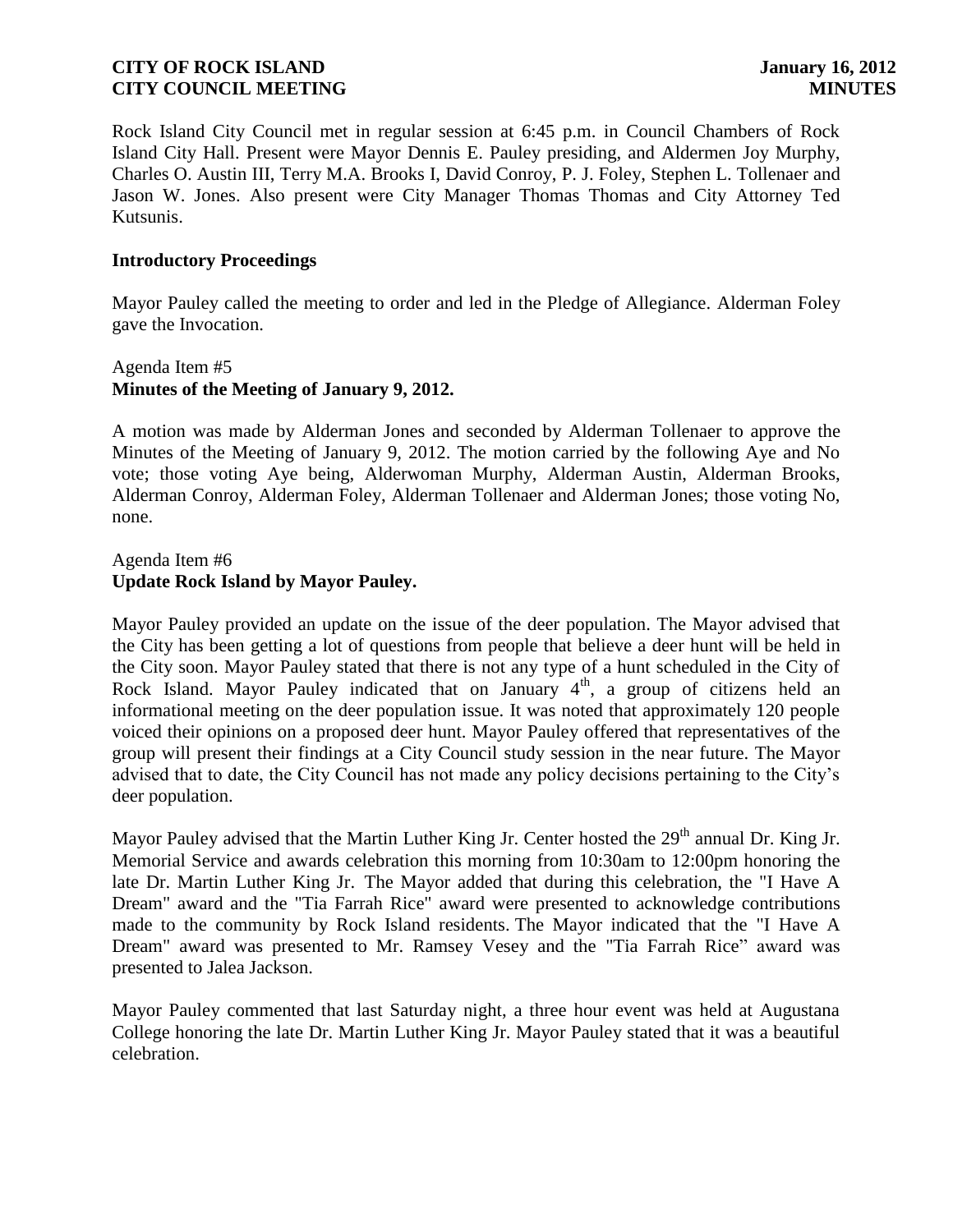Rock Island City Council met in regular session at 6:45 p.m. in Council Chambers of Rock Island City Hall. Present were Mayor Dennis E. Pauley presiding, and Aldermen Joy Murphy, Charles O. Austin III, Terry M.A. Brooks I, David Conroy, P. J. Foley, Stephen L. Tollenaer and Jason W. Jones. Also present were City Manager Thomas Thomas and City Attorney Ted Kutsunis.

**Introductory Proceedings**

Mayor Pauley called the meeting to order and led in the Pledge of Allegiance. Alderman Foley gave the Invocation.

Agenda Item #5
**Minutes of the Meeting of January 9, 2012.**

A motion was made by Alderman Jones and seconded by Alderman Tollenaer to approve the Minutes of the Meeting of January 9, 2012. The motion carried by the following Aye and No vote; those voting Aye being, Alderwoman Murphy, Alderman Austin, Alderman Brooks, Alderman Conroy, Alderman Foley, Alderman Tollenaer and Alderman Jones; those voting No, none.

Agenda Item #6
**Update Rock Island by Mayor Pauley.**

Mayor Pauley provided an update on the issue of the deer population. The Mayor advised that the City has been getting a lot of questions from people that believe a deer hunt will be held in the City soon. Mayor Pauley stated that there is not any type of a hunt scheduled in the City of Rock Island. Mayor Pauley indicated that on January 4th, a group of citizens held an informational meeting on the deer population issue. It was noted that approximately 120 people voiced their opinions on a proposed deer hunt. Mayor Pauley offered that representatives of the group will present their findings at a City Council study session in the near future. The Mayor advised that to date, the City Council has not made any policy decisions pertaining to the City's deer population.

Mayor Pauley advised that the Martin Luther King Jr. Center hosted the 29th annual Dr. King Jr. Memorial Service and awards celebration this morning from 10:30am to 12:00pm honoring the late Dr. Martin Luther King Jr. The Mayor added that during this celebration, the "I Have A Dream" award and the "Tia Farrah Rice" award were presented to acknowledge contributions made to the community by Rock Island residents. The Mayor indicated that the "I Have A Dream" award was presented to Mr. Ramsey Vesey and the "Tia Farrah Rice" award was presented to Jalea Jackson.

Mayor Pauley commented that last Saturday night, a three hour event was held at Augustana College honoring the late Dr. Martin Luther King Jr. Mayor Pauley stated that it was a beautiful celebration.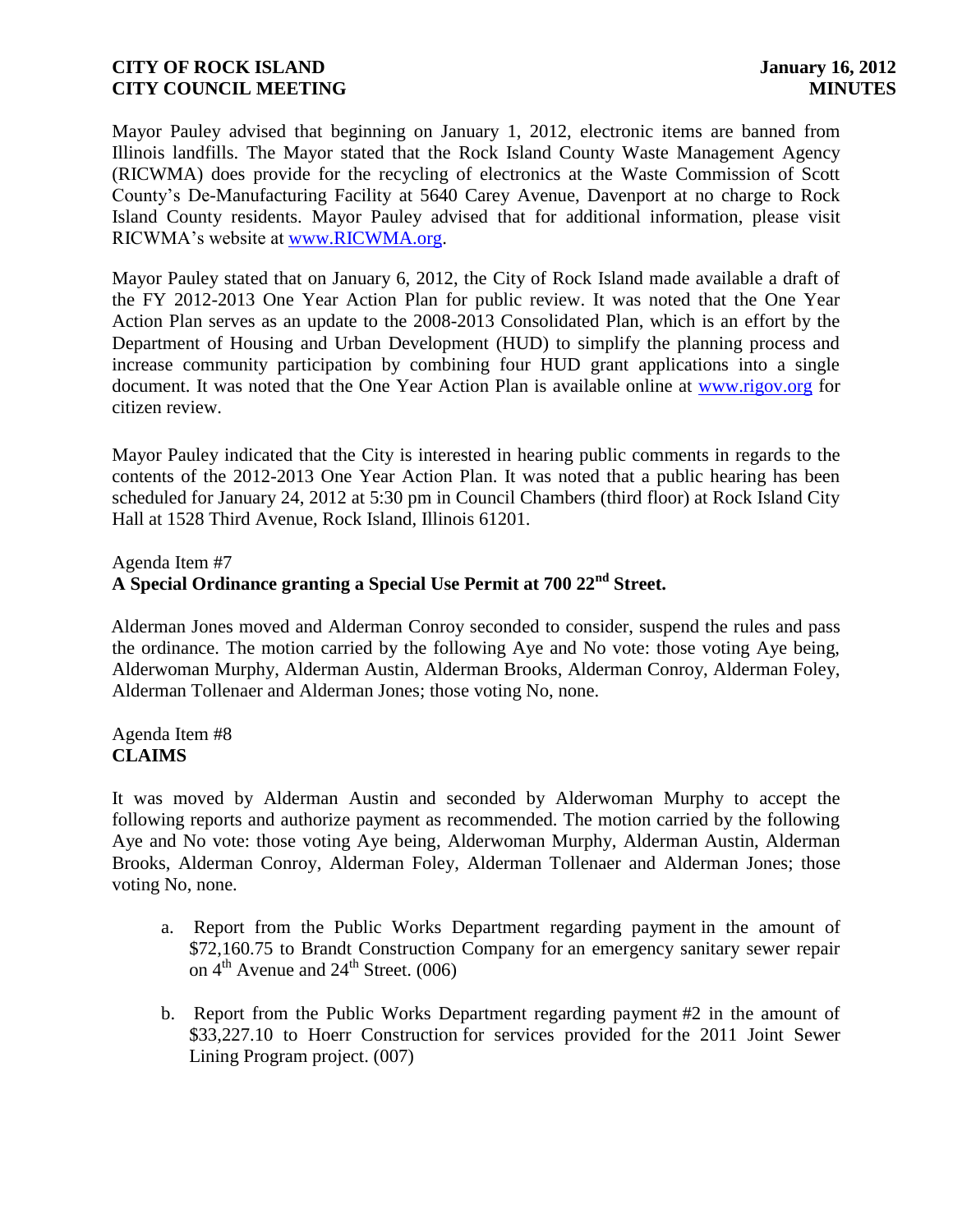Mayor Pauley advised that beginning on January 1, 2012, electronic items are banned from Illinois landfills. The Mayor stated that the Rock Island County Waste Management Agency (RICWMA) does provide for the recycling of electronics at the Waste Commission of Scott County's De-Manufacturing Facility at 5640 Carey Avenue, Davenport at no charge to Rock Island County residents. Mayor Pauley advised that for additional information, please visit RICWMA's website at www.RICWMA.org.

Mayor Pauley stated that on January 6, 2012, the City of Rock Island made available a draft of the FY 2012-2013 One Year Action Plan for public review. It was noted that the One Year Action Plan serves as an update to the 2008-2013 Consolidated Plan, which is an effort by the Department of Housing and Urban Development (HUD) to simplify the planning process and increase community participation by combining four HUD grant applications into a single document. It was noted that the One Year Action Plan is available online at www.rigov.org for citizen review.

Mayor Pauley indicated that the City is interested in hearing public comments in regards to the contents of the 2012-2013 One Year Action Plan. It was noted that a public hearing has been scheduled for January 24, 2012 at 5:30 pm in Council Chambers (third floor) at Rock Island City Hall at 1528 Third Avenue, Rock Island, Illinois 61201.

Agenda Item #7
**A Special Ordinance granting a Special Use Permit at 700 22nd Street.**

Alderman Jones moved and Alderman Conroy seconded to consider, suspend the rules and pass the ordinance. The motion carried by the following Aye and No vote: those voting Aye being, Alderwoman Murphy, Alderman Austin, Alderman Brooks, Alderman Conroy, Alderman Foley, Alderman Tollenaer and Alderman Jones; those voting No, none.

Agenda Item #8
**CLAIMS**

It was moved by Alderman Austin and seconded by Alderwoman Murphy to accept the following reports and authorize payment as recommended. The motion carried by the following Aye and No vote: those voting Aye being, Alderwoman Murphy, Alderman Austin, Alderman Brooks, Alderman Conroy, Alderman Foley, Alderman Tollenaer and Alderman Jones; those voting No, none.

a. Report from the Public Works Department regarding payment in the amount of $72,160.75 to Brandt Construction Company for an emergency sanitary sewer repair on 4th Avenue and 24th Street. (006)

b. Report from the Public Works Department regarding payment #2 in the amount of $33,227.10 to Hoerr Construction for services provided for the 2011 Joint Sewer Lining Program project. (007)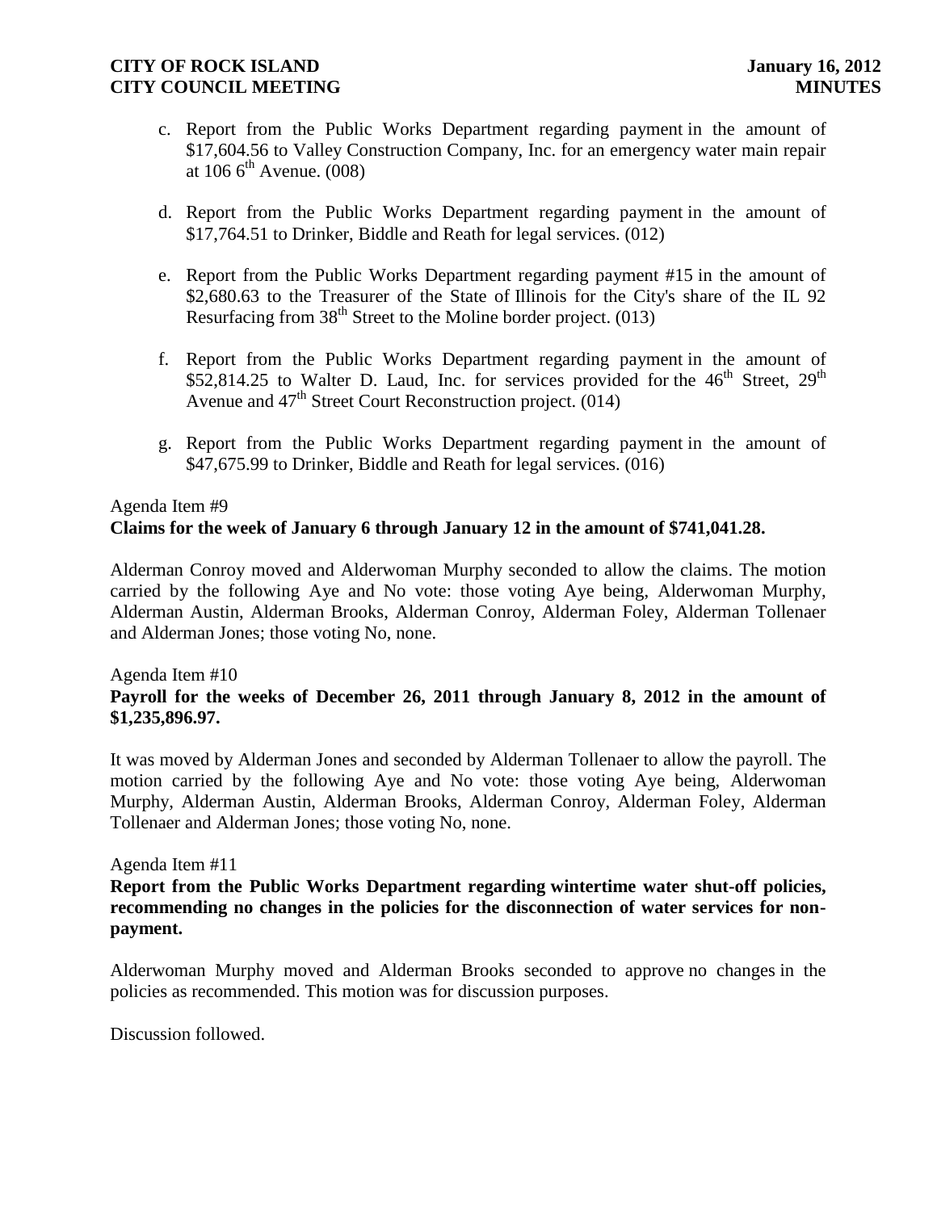c. Report from the Public Works Department regarding payment in the amount of $17,604.56 to Valley Construction Company, Inc. for an emergency water main repair at 106 6th Avenue. (008)

d. Report from the Public Works Department regarding payment in the amount of $17,764.51 to Drinker, Biddle and Reath for legal services. (012)

e. Report from the Public Works Department regarding payment #15 in the amount of $2,680.63 to the Treasurer of the State of Illinois for the City's share of the IL 92 Resurfacing from 38th Street to the Moline border project. (013)

f. Report from the Public Works Department regarding payment in the amount of $52,814.25 to Walter D. Laud, Inc. for services provided for the 46th Street, 29th Avenue and 47th Street Court Reconstruction project. (014)

g. Report from the Public Works Department regarding payment in the amount of $47,675.99 to Drinker, Biddle and Reath for legal services. (016)

Agenda Item #9

**Claims for the week of January 6 through January 12 in the amount of $741,041.28.**

Alderman Conroy moved and Alderwoman Murphy seconded to allow the claims. The motion carried by the following Aye and No vote: those voting Aye being, Alderwoman Murphy, Alderman Austin, Alderman Brooks, Alderman Conroy, Alderman Foley, Alderman Tollenaer and Alderman Jones; those voting No, none.

Agenda Item #10

**Payroll for the weeks of December 26, 2011 through January 8, 2012 in the amount of $1,235,896.97.**

It was moved by Alderman Jones and seconded by Alderman Tollenaer to allow the payroll. The motion carried by the following Aye and No vote: those voting Aye being, Alderwoman Murphy, Alderman Austin, Alderman Brooks, Alderman Conroy, Alderman Foley, Alderman Tollenaer and Alderman Jones; those voting No, none.

Agenda Item #11

**Report from the Public Works Department regarding wintertime water shut-off policies, recommending no changes in the policies for the disconnection of water services for non-payment.**

Alderwoman Murphy moved and Alderman Brooks seconded to approve no changes in the policies as recommended. This motion was for discussion purposes.

Discussion followed.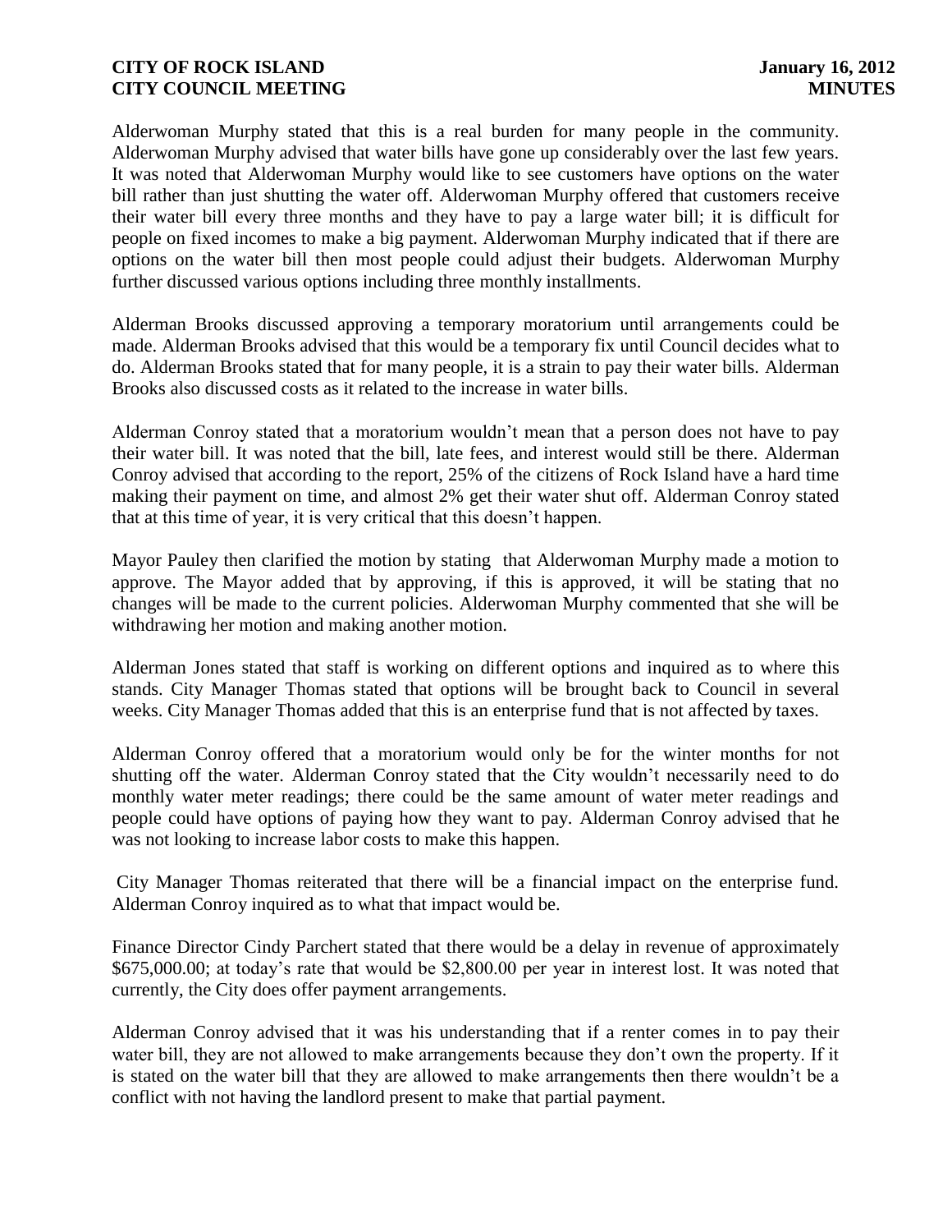Alderwoman Murphy stated that this is a real burden for many people in the community. Alderwoman Murphy advised that water bills have gone up considerably over the last few years. It was noted that Alderwoman Murphy would like to see customers have options on the water bill rather than just shutting the water off. Alderwoman Murphy offered that customers receive their water bill every three months and they have to pay a large water bill; it is difficult for people on fixed incomes to make a big payment. Alderwoman Murphy indicated that if there are options on the water bill then most people could adjust their budgets. Alderwoman Murphy further discussed various options including three monthly installments.

Alderman Brooks discussed approving a temporary moratorium until arrangements could be made. Alderman Brooks advised that this would be a temporary fix until Council decides what to do. Alderman Brooks stated that for many people, it is a strain to pay their water bills. Alderman Brooks also discussed costs as it related to the increase in water bills.

Alderman Conroy stated that a moratorium wouldn't mean that a person does not have to pay their water bill. It was noted that the bill, late fees, and interest would still be there. Alderman Conroy advised that according to the report, 25% of the citizens of Rock Island have a hard time making their payment on time, and almost 2% get their water shut off. Alderman Conroy stated that at this time of year, it is very critical that this doesn't happen.

Mayor Pauley then clarified the motion by stating that Alderwoman Murphy made a motion to approve. The Mayor added that by approving, if this is approved, it will be stating that no changes will be made to the current policies. Alderwoman Murphy commented that she will be withdrawing her motion and making another motion.

Alderman Jones stated that staff is working on different options and inquired as to where this stands. City Manager Thomas stated that options will be brought back to Council in several weeks. City Manager Thomas added that this is an enterprise fund that is not affected by taxes.

Alderman Conroy offered that a moratorium would only be for the winter months for not shutting off the water. Alderman Conroy stated that the City wouldn't necessarily need to do monthly water meter readings; there could be the same amount of water meter readings and people could have options of paying how they want to pay. Alderman Conroy advised that he was not looking to increase labor costs to make this happen.

City Manager Thomas reiterated that there will be a financial impact on the enterprise fund. Alderman Conroy inquired as to what that impact would be.

Finance Director Cindy Parchert stated that there would be a delay in revenue of approximately $675,000.00; at today's rate that would be $2,800.00 per year in interest lost. It was noted that currently, the City does offer payment arrangements.

Alderman Conroy advised that it was his understanding that if a renter comes in to pay their water bill, they are not allowed to make arrangements because they don't own the property. If it is stated on the water bill that they are allowed to make arrangements then there wouldn't be a conflict with not having the landlord present to make that partial payment.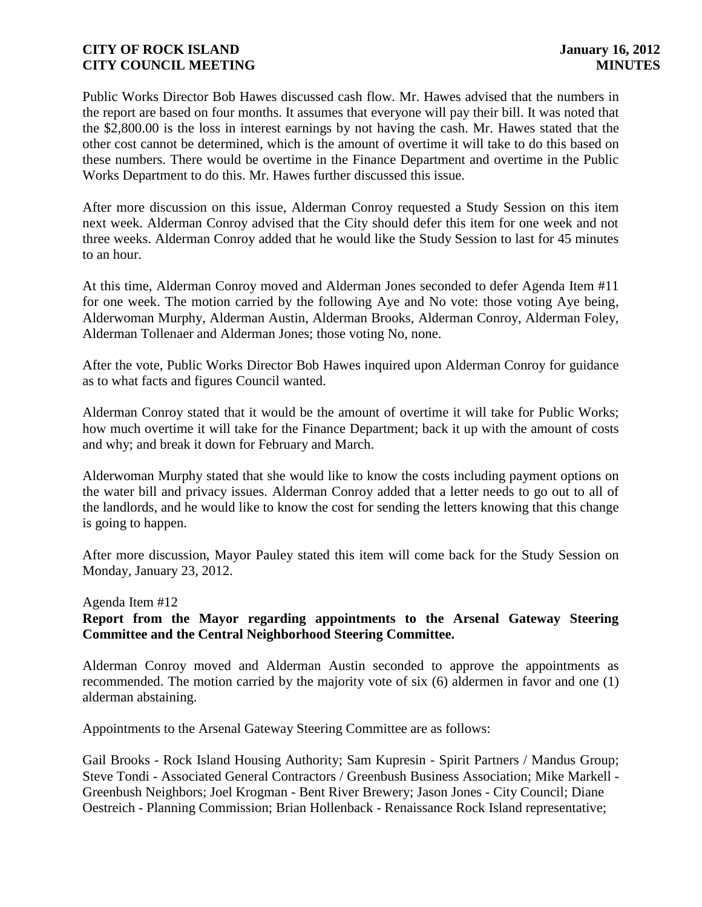Public Works Director Bob Hawes discussed cash flow. Mr. Hawes advised that the numbers in the report are based on four months. It assumes that everyone will pay their bill. It was noted that the $2,800.00 is the loss in interest earnings by not having the cash. Mr. Hawes stated that the other cost cannot be determined, which is the amount of overtime it will take to do this based on these numbers. There would be overtime in the Finance Department and overtime in the Public Works Department to do this. Mr. Hawes further discussed this issue.

After more discussion on this issue, Alderman Conroy requested a Study Session on this item next week. Alderman Conroy advised that the City should defer this item for one week and not three weeks. Alderman Conroy added that he would like the Study Session to last for 45 minutes to an hour.

At this time, Alderman Conroy moved and Alderman Jones seconded to defer Agenda Item #11 for one week. The motion carried by the following Aye and No vote: those voting Aye being, Alderwoman Murphy, Alderman Austin, Alderman Brooks, Alderman Conroy, Alderman Foley, Alderman Tollenaer and Alderman Jones; those voting No, none.

After the vote, Public Works Director Bob Hawes inquired upon Alderman Conroy for guidance as to what facts and figures Council wanted.

Alderman Conroy stated that it would be the amount of overtime it will take for Public Works; how much overtime it will take for the Finance Department; back it up with the amount of costs and why; and break it down for February and March.

Alderwoman Murphy stated that she would like to know the costs including payment options on the water bill and privacy issues. Alderman Conroy added that a letter needs to go out to all of the landlords, and he would like to know the cost for sending the letters knowing that this change is going to happen.

After more discussion, Mayor Pauley stated this item will come back for the Study Session on Monday, January 23, 2012.

Agenda Item #12

**Report from the Mayor regarding appointments to the Arsenal Gateway Steering Committee and the Central Neighborhood Steering Committee.**

Alderman Conroy moved and Alderman Austin seconded to approve the appointments as recommended. The motion carried by the majority vote of six (6) aldermen in favor and one (1) alderman abstaining.

Appointments to the Arsenal Gateway Steering Committee are as follows:

Gail Brooks - Rock Island Housing Authority; Sam Kupresin - Spirit Partners / Mandus Group; Steve Tondi - Associated General Contractors / Greenbush Business Association; Mike Markell - Greenbush Neighbors; Joel Krogman - Bent River Brewery; Jason Jones - City Council; Diane Oestreich - Planning Commission; Brian Hollenback - Renaissance Rock Island representative;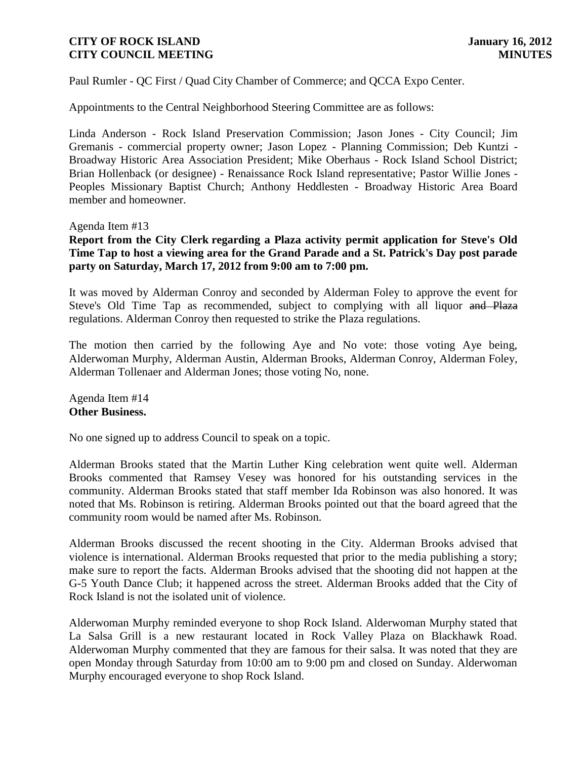Paul Rumler - QC First / Quad City Chamber of Commerce; and QCCA Expo Center.

Appointments to the Central Neighborhood Steering Committee are as follows:

Linda Anderson - Rock Island Preservation Commission; Jason Jones - City Council; Jim Gremanis - commercial property owner; Jason Lopez - Planning Commission; Deb Kuntzi - Broadway Historic Area Association President; Mike Oberhaus - Rock Island School District; Brian Hollenback (or designee) - Renaissance Rock Island representative; Pastor Willie Jones - Peoples Missionary Baptist Church; Anthony Heddlesten - Broadway Historic Area Board member and homeowner.

Agenda Item #13

**Report from the City Clerk regarding a Plaza activity permit application for Steve's Old Time Tap to host a viewing area for the Grand Parade and a St. Patrick's Day post parade party on Saturday, March 17, 2012 from 9:00 am to 7:00 pm.**

It was moved by Alderman Conroy and seconded by Alderman Foley to approve the event for Steve's Old Time Tap as recommended, subject to complying with all liquor ~~and Plaza~~ regulations. Alderman Conroy then requested to strike the Plaza regulations.

The motion then carried by the following Aye and No vote: those voting Aye being, Alderwoman Murphy, Alderman Austin, Alderman Brooks, Alderman Conroy, Alderman Foley, Alderman Tollenaer and Alderman Jones; those voting No, none.

Agenda Item #14

**Other Business.**

No one signed up to address Council to speak on a topic.

Alderman Brooks stated that the Martin Luther King celebration went quite well. Alderman Brooks commented that Ramsey Vesey was honored for his outstanding services in the community. Alderman Brooks stated that staff member Ida Robinson was also honored. It was noted that Ms. Robinson is retiring. Alderman Brooks pointed out that the board agreed that the community room would be named after Ms. Robinson.

Alderman Brooks discussed the recent shooting in the City. Alderman Brooks advised that violence is international. Alderman Brooks requested that prior to the media publishing a story; make sure to report the facts. Alderman Brooks advised that the shooting did not happen at the G-5 Youth Dance Club; it happened across the street. Alderman Brooks added that the City of Rock Island is not the isolated unit of violence.

Alderwoman Murphy reminded everyone to shop Rock Island. Alderwoman Murphy stated that La Salsa Grill is a new restaurant located in Rock Valley Plaza on Blackhawk Road. Alderwoman Murphy commented that they are famous for their salsa. It was noted that they are open Monday through Saturday from 10:00 am to 9:00 pm and closed on Sunday. Alderwoman Murphy encouraged everyone to shop Rock Island.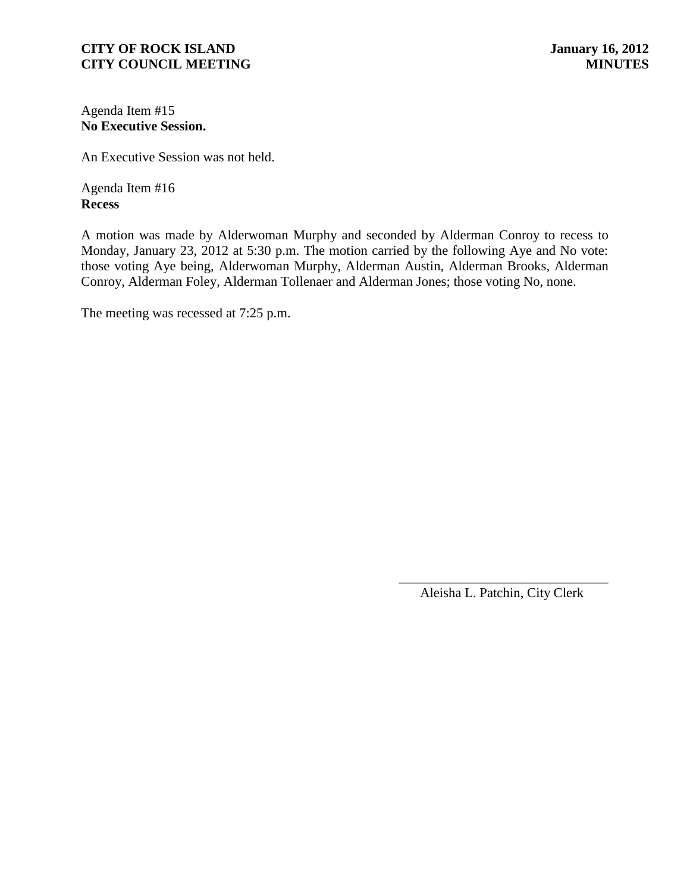Agenda Item #15
**No Executive Session.**

An Executive Session was not held.

Agenda Item #16
**Recess**

A motion was made by Alderwoman Murphy and seconded by Alderman Conroy to recess to Monday, January 23, 2012 at 5:30 p.m. The motion carried by the following Aye and No vote: those voting Aye being, Alderwoman Murphy, Alderman Austin, Alderman Brooks, Alderman Conroy, Alderman Foley, Alderman Tollenaer and Alderman Jones; those voting No, none.

The meeting was recessed at 7:25 p.m.

\_\_\_\_\_\_\_\_\_\_\_\_\_\_\_\_\_\_\_\_\_\_\_\_\_\_\_\_\_\_\_

Aleisha L. Patchin, City Clerk